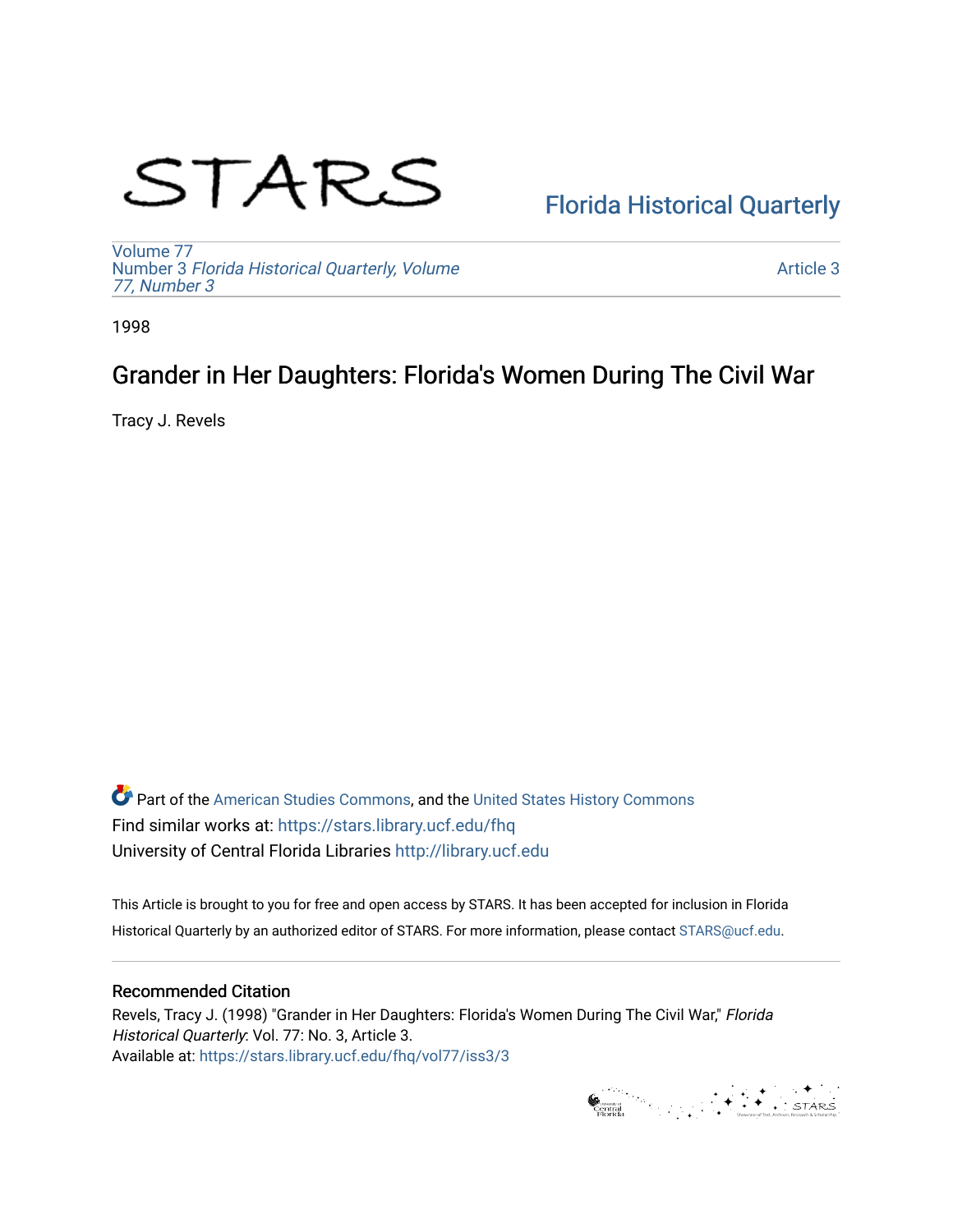STARS

Florida Historical Quarterly

Volume 77
Number 3 *Florida Historical Quarterly, Volume 77, Number 3*

Article 3

1998

# Grander in Her Daughters: Florida's Women During The Civil War

Tracy J. Revels

Part of the American Studies Commons, and the United States History Commons
Find similar works at: https://stars.library.ucf.edu/fhq
University of Central Florida Libraries http://library.ucf.edu

This Article is brought to you for free and open access by STARS. It has been accepted for inclusion in Florida Historical Quarterly by an authorized editor of STARS. For more information, please contact STARS@ucf.edu.

## Recommended Citation

Revels, Tracy J. (1998) "Grander in Her Daughters: Florida's Women During The Civil War," *Florida Historical Quarterly*: Vol. 77: No. 3, Article 3.
Available at: https://stars.library.ucf.edu/fhq/vol77/iss3/3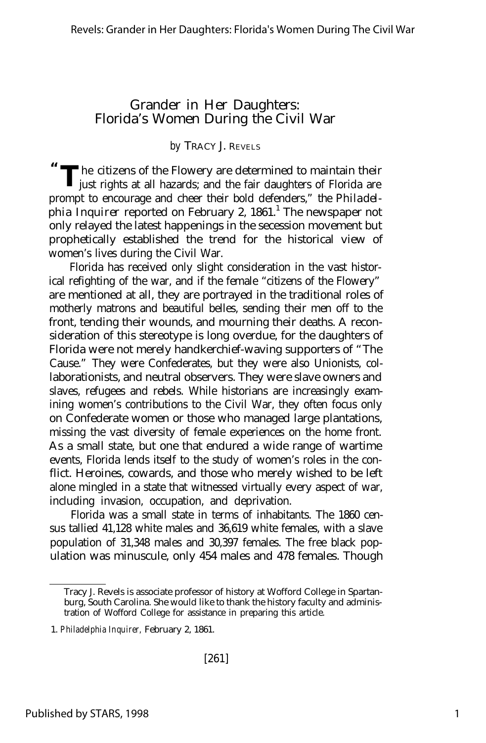# Grander in Her Daughters: Florida's Women During the Civil War

*by* TRACY J. REVELS

"The citizens of the Flowery are determined to maintain their just rights at all hazards; and the fair daughters of Florida are prompt to encourage and cheer their bold defenders," the *Philadelphia Inquirer* reported on February 2, 1861.[1] The newspaper not only relayed the latest happenings in the secession movement but prophetically established the trend for the historical view of women's lives during the Civil War.

Florida has received only slight consideration in the vast historical refighting of the war, and if the female "citizens of the Flowery" are mentioned at all, they are portrayed in the traditional roles of motherly matrons and beautiful belles, sending their men off to the front, tending their wounds, and mourning their deaths. A reconsideration of this stereotype is long overdue, for the daughters of Florida were not merely handkerchief-waving supporters of "The Cause." They were Confederates, but they were also Unionists, collaborationists, and neutral observers. They were slave owners and slaves, refugees and rebels. While historians are increasingly examining women's contributions to the Civil War, they often focus only on Confederate women or those who managed large plantations, missing the vast diversity of female experiences on the home front. As a small state, but one that endured a wide range of wartime events, Florida lends itself to the study of women's roles in the conflict. Heroines, cowards, and those who merely wished to be left alone mingled in a state that witnessed virtually every aspect of war, including invasion, occupation, and deprivation.

Florida was a small state in terms of inhabitants. The 1860 census tallied 41,128 white males and 36,619 white females, with a slave population of 31,348 males and 30,397 females. The free black population was minuscule, only 454 males and 478 females. Though

---

Tracy J. Revels is associate professor of history at Wofford College in Spartanburg, South Carolina. She would like to thank the history faculty and administration of Wofford College for assistance in preparing this article.

1. *Philadelphia Inquirer,* February 2, 1861.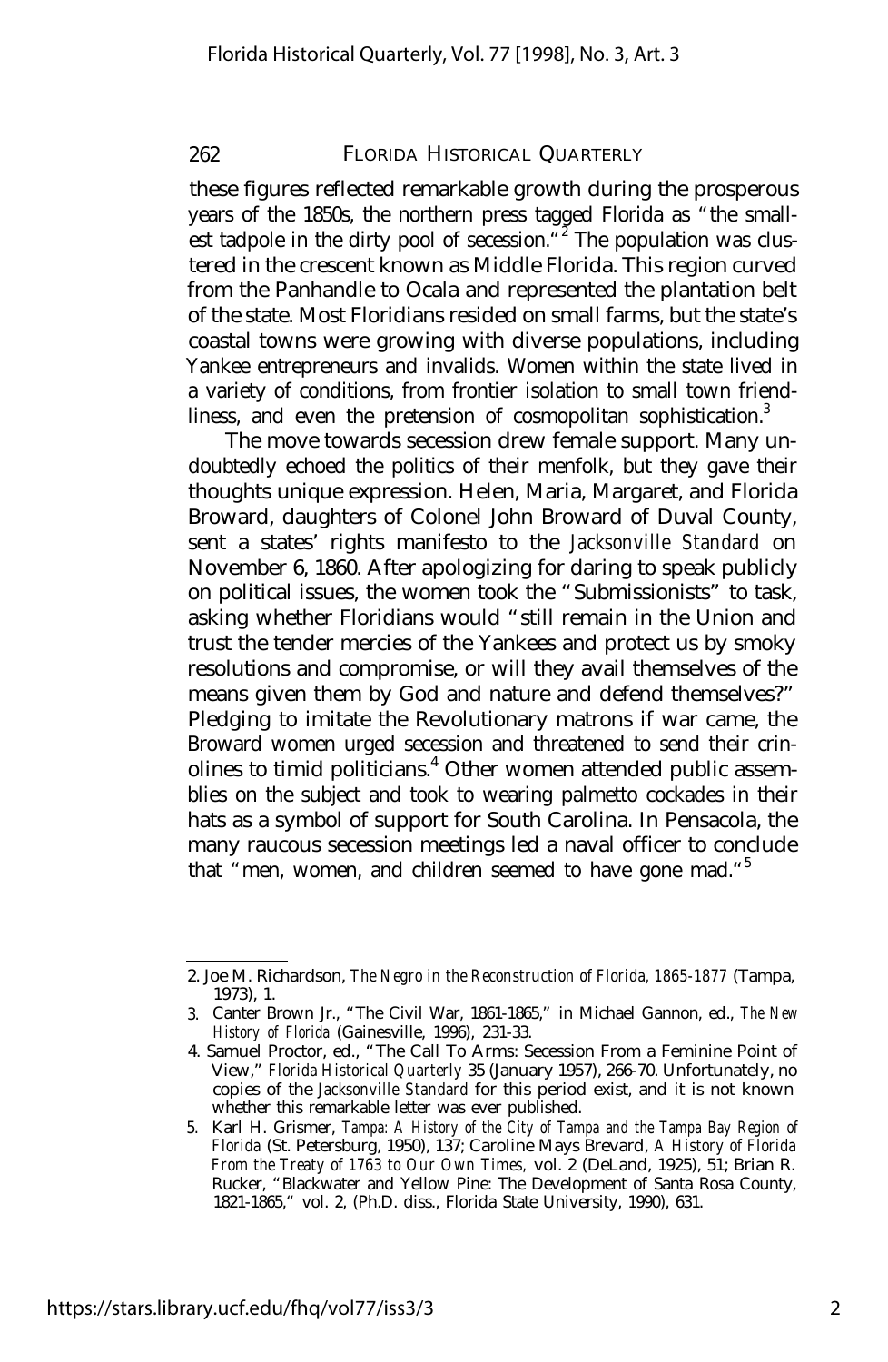these figures reflected remarkable growth during the prosperous years of the 1850s, the northern press tagged Florida as "the smallest tadpole in the dirty pool of secession."[2] The population was clustered in the crescent known as Middle Florida. This region curved from the Panhandle to Ocala and represented the plantation belt of the state. Most Floridians resided on small farms, but the state's coastal towns were growing with diverse populations, including Yankee entrepreneurs and invalids. Women within the state lived in a variety of conditions, from frontier isolation to small town friendliness, and even the pretension of cosmopolitan sophistication.[3]

The move towards secession drew female support. Many undoubtedly echoed the politics of their menfolk, but they gave their thoughts unique expression. Helen, Maria, Margaret, and Florida Broward, daughters of Colonel John Broward of Duval County, sent a states' rights manifesto to the *Jacksonville Standard* on November 6, 1860. After apologizing for daring to speak publicly on political issues, the women took the "Submissionists" to task, asking whether Floridians would "still remain in the Union and trust the tender mercies of the Yankees and protect us by smoky resolutions and compromise, or will they avail themselves of the means given them by God and nature and defend themselves?" Pledging to imitate the Revolutionary matrons if war came, the Broward women urged secession and threatened to send their crinolines to timid politicians.[4] Other women attended public assemblies on the subject and took to wearing palmetto cockades in their hats as a symbol of support for South Carolina. In Pensacola, the many raucous secession meetings led a naval officer to conclude that "men, women, and children seemed to have gone mad."[5]

---

2. Joe M. Richardson, *The Negro in the Reconstruction of Florida, 1865-1877* (Tampa, 1973), 1.

3. Canter Brown Jr., "The Civil War, 1861-1865," in Michael Gannon, ed., *The New History of Florida* (Gainesville, 1996), 231-33.

4. Samuel Proctor, ed., "The Call To Arms: Secession From a Feminine Point of View," *Florida Historical Quarterly* 35 (January 1957), 266-70. Unfortunately, no copies of the *Jacksonville Standard* for this period exist, and it is not known whether this remarkable letter was ever published.

5. Karl H. Grismer, *Tampa: A History of the City of Tampa and the Tampa Bay Region of Florida* (St. Petersburg, 1950), 137; Caroline Mays Brevard, *A History of Florida From the Treaty of 1763 to Our Own Times,* vol. 2 (DeLand, 1925), 51; Brian R. Rucker, "Blackwater and Yellow Pine: The Development of Santa Rosa County, 1821-1865," vol. 2, (Ph.D. diss., Florida State University, 1990), 631.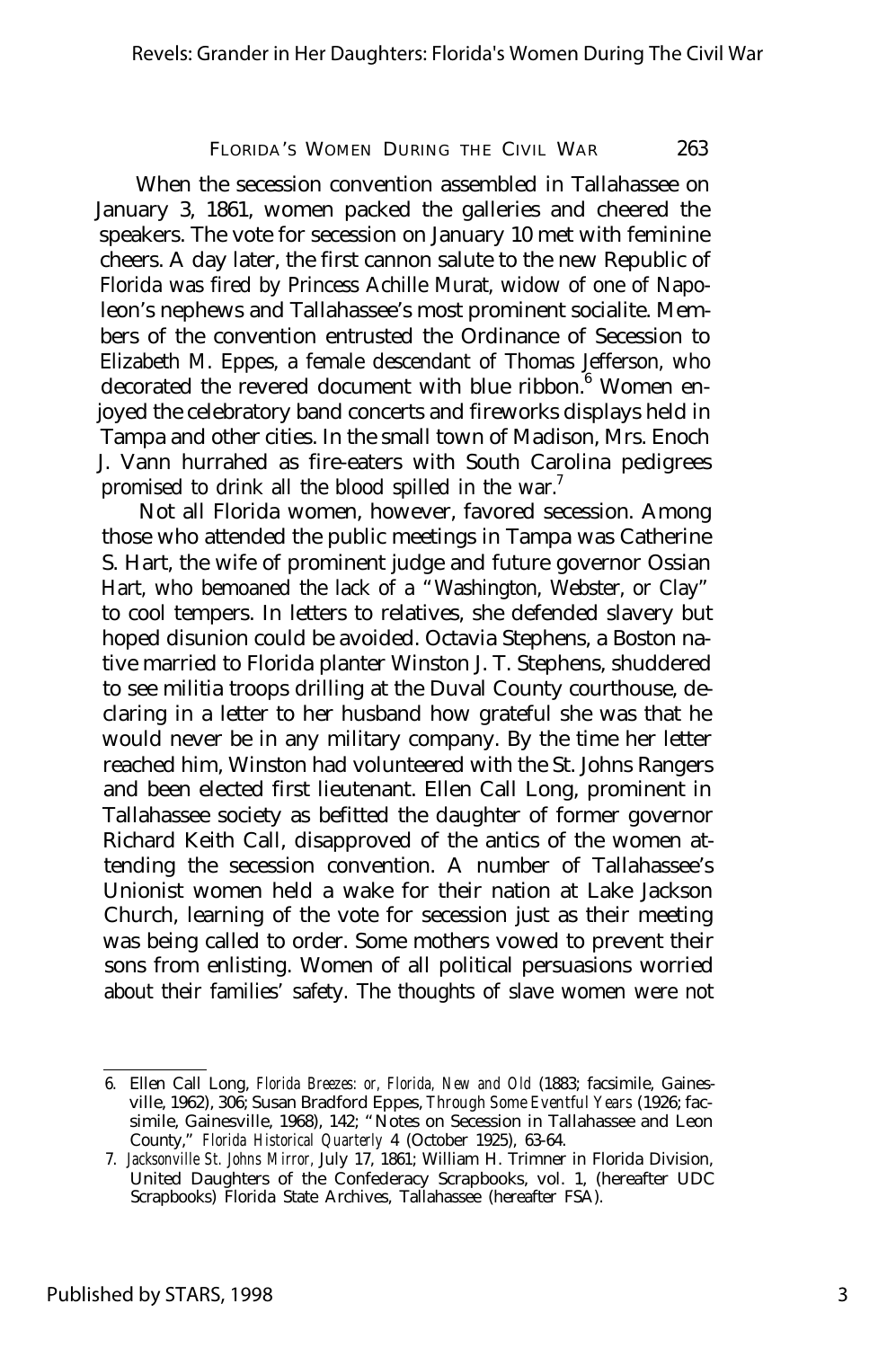When the secession convention assembled in Tallahassee on January 3, 1861, women packed the galleries and cheered the speakers. The vote for secession on January 10 met with feminine cheers. A day later, the first cannon salute to the new Republic of Florida was fired by Princess Achille Murat, widow of one of Napoleon's nephews and Tallahassee's most prominent socialite. Members of the convention entrusted the Ordinance of Secession to Elizabeth M. Eppes, a female descendant of Thomas Jefferson, who decorated the revered document with blue ribbon.[6] Women enjoyed the celebratory band concerts and fireworks displays held in Tampa and other cities. In the small town of Madison, Mrs. Enoch J. Vann hurrahed as fire-eaters with South Carolina pedigrees promised to drink all the blood spilled in the war.[7]

Not all Florida women, however, favored secession. Among those who attended the public meetings in Tampa was Catherine S. Hart, the wife of prominent judge and future governor Ossian Hart, who bemoaned the lack of a "Washington, Webster, or Clay" to cool tempers. In letters to relatives, she defended slavery but hoped disunion could be avoided. Octavia Stephens, a Boston native married to Florida planter Winston J. T. Stephens, shuddered to see militia troops drilling at the Duval County courthouse, declaring in a letter to her husband how grateful she was that he would never be in any military company. By the time her letter reached him, Winston had volunteered with the St. Johns Rangers and been elected first lieutenant. Ellen Call Long, prominent in Tallahassee society as befitted the daughter of former governor Richard Keith Call, disapproved of the antics of the women attending the secession convention. A number of Tallahassee's Unionist women held a wake for their nation at Lake Jackson Church, learning of the vote for secession just as their meeting was being called to order. Some mothers vowed to prevent their sons from enlisting. Women of all political persuasions worried about their families' safety. The thoughts of slave women were not

---

6. Ellen Call Long, *Florida Breezes: or, Florida, New and Old* (1883; facsimile, Gainesville, 1962), 306; Susan Bradford Eppes, *Through Some Eventful Years* (1926; facsimile, Gainesville, 1968), 142; "Notes on Secession in Tallahassee and Leon County," *Florida Historical Quarterly* 4 (October 1925), 63-64.

7. *Jacksonville St. Johns Mirror,* July 17, 1861; William H. Trimner in Florida Division, United Daughters of the Confederacy Scrapbooks, vol. 1, (hereafter UDC Scrapbooks) Florida State Archives, Tallahassee (hereafter FSA).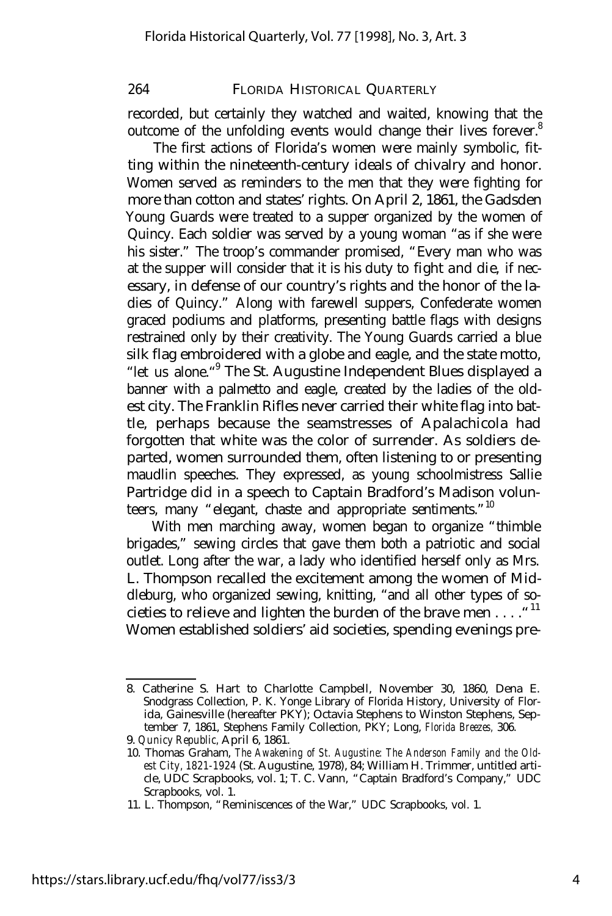recorded, but certainly they watched and waited, knowing that the outcome of the unfolding events would change their lives forever.[8]

The first actions of Florida's women were mainly symbolic, fitting within the nineteenth-century ideals of chivalry and honor. Women served as reminders to the men that they were fighting for more than cotton and states' rights. On April 2, 1861, the Gadsden Young Guards were treated to a supper organized by the women of Quincy. Each soldier was served by a young woman "as if she were his sister." The troop's commander promised, "Every man who was at the supper will consider that it is his duty to fight and die, if necessary, in defense of our country's rights and the honor of the ladies of Quincy." Along with farewell suppers, Confederate women graced podiums and platforms, presenting battle flags with designs restrained only by their creativity. The Young Guards carried a blue silk flag embroidered with a globe and eagle, and the state motto, "let us alone."[9] The St. Augustine Independent Blues displayed a banner with a palmetto and eagle, created by the ladies of the oldest city. The Franklin Rifles never carried their white flag into battle, perhaps because the seamstresses of Apalachicola had forgotten that white was the color of surrender. As soldiers departed, women surrounded them, often listening to or presenting maudlin speeches. They expressed, as young schoolmistress Sallie Partridge did in a speech to Captain Bradford's Madison volunteers, many "elegant, chaste and appropriate sentiments."[10]

With men marching away, women began to organize "thimble brigades," sewing circles that gave them both a patriotic and social outlet. Long after the war, a lady who identified herself only as Mrs. L. Thompson recalled the excitement among the women of Middleburg, who organized sewing, knitting, "and all other types of societies to relieve and lighten the burden of the brave men . . . ."[11] Women established soldiers' aid societies, spending evenings pre-

---

8. Catherine S. Hart to Charlotte Campbell, November 30, 1860, Dena E. Snodgrass Collection, P. K. Yonge Library of Florida History, University of Florida, Gainesville (hereafter PKY); Octavia Stephens to Winston Stephens, September 7, 1861, Stephens Family Collection, PKY; Long, *Florida Breezes*, 306.

9. *Qunicy Republic*, April 6, 1861.

10. Thomas Graham, *The Awakening of St. Augustine: The Anderson Family and the Oldest City, 1821-1924* (St. Augustine, 1978), 84; William H. Trimmer, untitled article, UDC Scrapbooks, vol. 1; T. C. Vann, "Captain Bradford's Company," UDC Scrapbooks, vol. 1.

11. L. Thompson, "Reminiscences of the War," UDC Scrapbooks, vol. 1.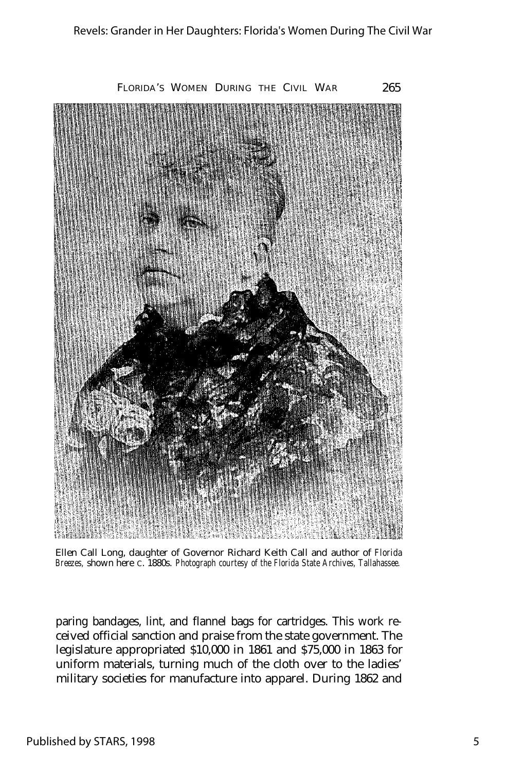Ellen Call Long, daughter of Governor Richard Keith Call and author of *Florida Breezes,* shown here c. 1880s. *Photograph courtesy of the Florida State Archives, Tallahassee.*

paring bandages, lint, and flannel bags for cartridges. This work received official sanction and praise from the state government. The legislature appropriated $10,000 in 1861 and $75,000 in 1863 for uniform materials, turning much of the cloth over to the ladies' military societies for manufacture into apparel. During 1862 and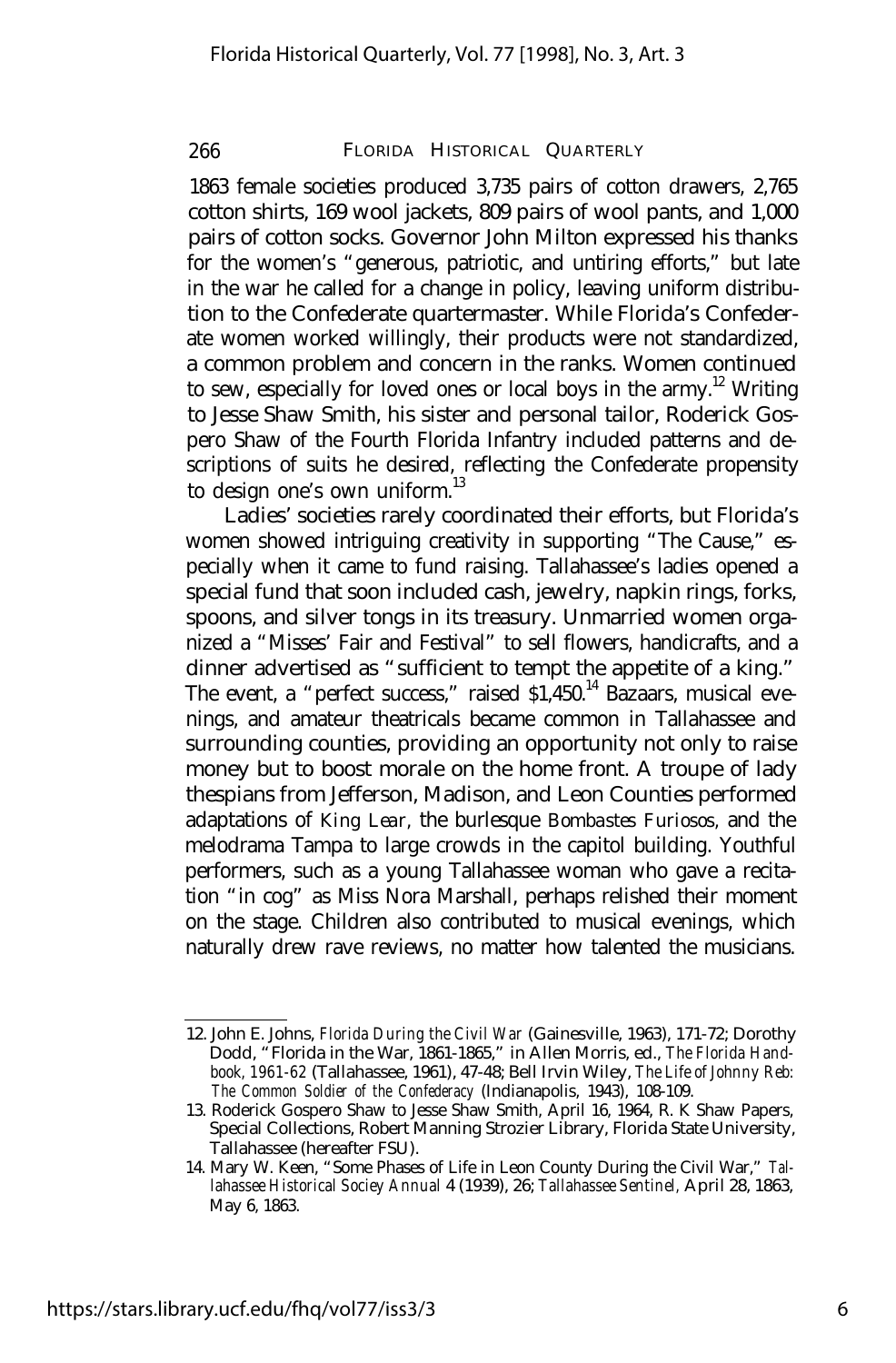1863 female societies produced 3,735 pairs of cotton drawers, 2,765 cotton shirts, 169 wool jackets, 809 pairs of wool pants, and 1,000 pairs of cotton socks. Governor John Milton expressed his thanks for the women's "generous, patriotic, and untiring efforts," but late in the war he called for a change in policy, leaving uniform distribution to the Confederate quartermaster. While Florida's Confederate women worked willingly, their products were not standardized, a common problem and concern in the ranks. Women continued to sew, especially for loved ones or local boys in the army.[12] Writing to Jesse Shaw Smith, his sister and personal tailor, Roderick Gospero Shaw of the Fourth Florida Infantry included patterns and descriptions of suits he desired, reflecting the Confederate propensity to design one's own uniform.[13]

Ladies' societies rarely coordinated their efforts, but Florida's women showed intriguing creativity in supporting "The Cause," especially when it came to fund raising. Tallahassee's ladies opened a special fund that soon included cash, jewelry, napkin rings, forks, spoons, and silver tongs in its treasury. Unmarried women organized a "Misses' Fair and Festival" to sell flowers, handicrafts, and a dinner advertised as "sufficient to tempt the appetite of a king." The event, a "perfect success," raised $1,450.[14] Bazaars, musical evenings, and amateur theatricals became common in Tallahassee and surrounding counties, providing an opportunity not only to raise money but to boost morale on the home front. A troupe of lady thespians from Jefferson, Madison, and Leon Counties performed adaptations of *King Lear*, the burlesque *Bombastes Furiosos*, and the melodrama Tampa to large crowds in the capitol building. Youthful performers, such as a young Tallahassee woman who gave a recitation "in cog" as Miss Nora Marshall, perhaps relished their moment on the stage. Children also contributed to musical evenings, which naturally drew rave reviews, no matter how talented the musicians.

---

12. John E. Johns, *Florida During the Civil War* (Gainesville, 1963), 171-72; Dorothy Dodd, "Florida in the War, 1861-1865," in Allen Morris, ed., *The Florida Handbook, 1961-62* (Tallahassee, 1961), 47-48; Bell Irvin Wiley, *The Life of Johnny Reb: The Common Soldier of the Confederacy* (Indianapolis, 1943), 108-109.

13. Roderick Gospero Shaw to Jesse Shaw Smith, April 16, 1964, R. K Shaw Papers, Special Collections, Robert Manning Strozier Library, Florida State University, Tallahassee (hereafter FSU).

14. Mary W. Keen, "Some Phases of Life in Leon County During the Civil War," *Tallahassee Historical Sociey Annual* 4 (1939), 26; *Tallahassee Sentinel*, April 28, 1863, May 6, 1863.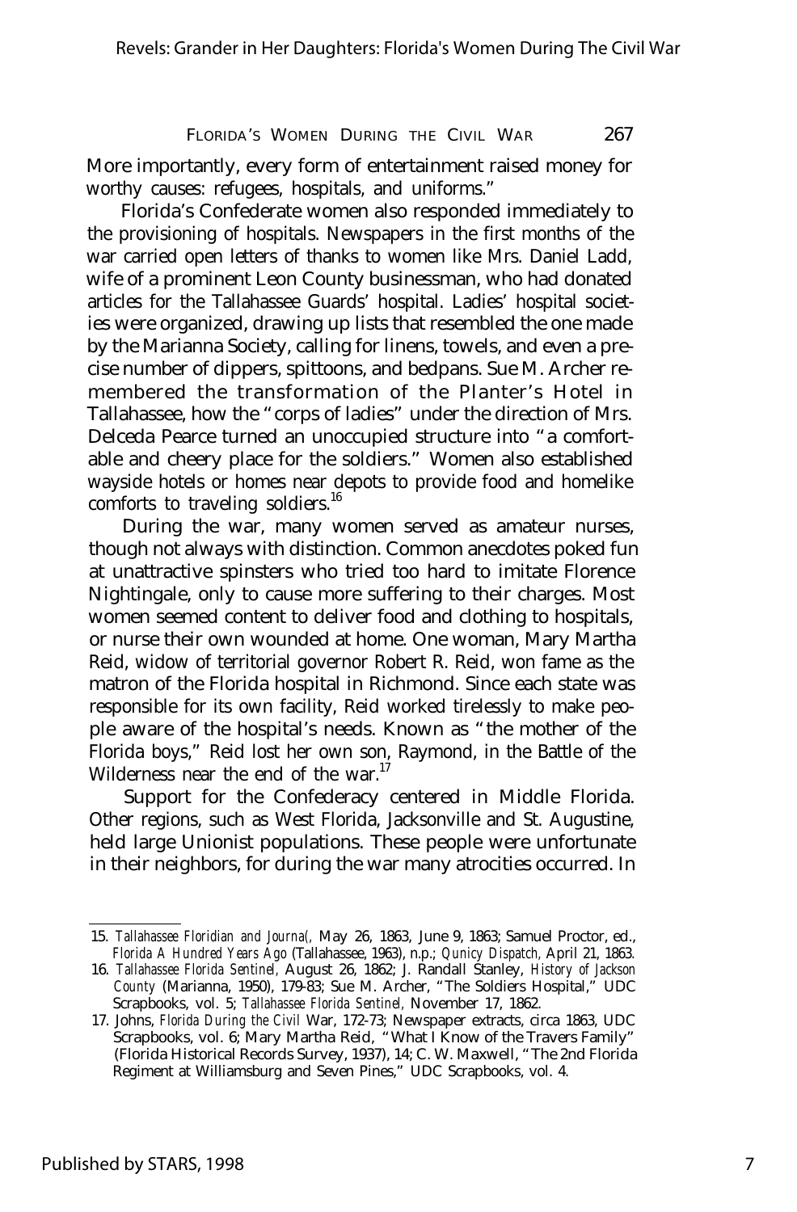More importantly, every form of entertainment raised money for worthy causes: refugees, hospitals, and uniforms."

Florida's Confederate women also responded immediately to the provisioning of hospitals. Newspapers in the first months of the war carried open letters of thanks to women like Mrs. Daniel Ladd, wife of a prominent Leon County businessman, who had donated articles for the Tallahassee Guards' hospital. Ladies' hospital societies were organized, drawing up lists that resembled the one made by the Marianna Society, calling for linens, towels, and even a precise number of dippers, spittoons, and bedpans. Sue M. Archer remembered the transformation of the Planter's Hotel in Tallahassee, how the "corps of ladies" under the direction of Mrs. Delceda Pearce turned an unoccupied structure into "a comfortable and cheery place for the soldiers." Women also established wayside hotels or homes near depots to provide food and homelike comforts to traveling soldiers.[16]

During the war, many women served as amateur nurses, though not always with distinction. Common anecdotes poked fun at unattractive spinsters who tried too hard to imitate Florence Nightingale, only to cause more suffering to their charges. Most women seemed content to deliver food and clothing to hospitals, or nurse their own wounded at home. One woman, Mary Martha Reid, widow of territorial governor Robert R. Reid, won fame as the matron of the Florida hospital in Richmond. Since each state was responsible for its own facility, Reid worked tirelessly to make people aware of the hospital's needs. Known as "the mother of the Florida boys," Reid lost her own son, Raymond, in the Battle of the Wilderness near the end of the war.[17]

Support for the Confederacy centered in Middle Florida. Other regions, such as West Florida, Jacksonville and St. Augustine, held large Unionist populations. These people were unfortunate in their neighbors, for during the war many atrocities occurred. In

---

15. *Tallahassee Floridian and Journa(,* May 26, 1863, June 9, 1863; Samuel Proctor, ed., *Florida A Hundred Years Ago* (Tallahassee, 1963), n.p.; *Qunicy Dispatch,* April 21, 1863.
16. *Tallahassee Florida Sentinel,* August 26, 1862; J. Randall Stanley, *History of Jackson County* (Marianna, 1950), 179-83; Sue M. Archer, "The Soldiers Hospital," UDC Scrapbooks, vol. 5; *Tallahassee Florida Sentinel,* November 17, 1862.
17. Johns, *Florida During the Civil* War, 172-73; Newspaper extracts, circa 1863, UDC Scrapbooks, vol. 6; Mary Martha Reid, "What I Know of the Travers Family" (Florida Historical Records Survey, 1937), 14; C. W. Maxwell, "The 2nd Florida Regiment at Williamsburg and Seven Pines," UDC Scrapbooks, vol. 4.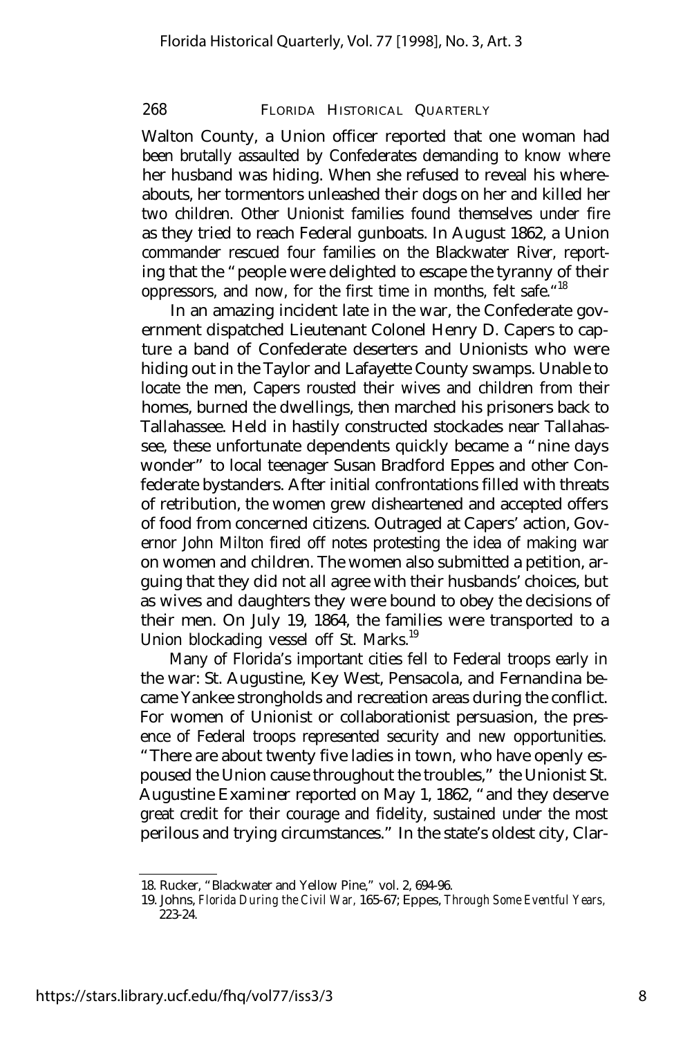Walton County, a Union officer reported that one woman had been brutally assaulted by Confederates demanding to know where her husband was hiding. When she refused to reveal his whereabouts, her tormentors unleashed their dogs on her and killed her two children. Other Unionist families found themselves under fire as they tried to reach Federal gunboats. In August 1862, a Union commander rescued four families on the Blackwater River, reporting that the "people were delighted to escape the tyranny of their oppressors, and now, for the first time in months, felt safe."[18]

In an amazing incident late in the war, the Confederate government dispatched Lieutenant Colonel Henry D. Capers to capture a band of Confederate deserters and Unionists who were hiding out in the Taylor and Lafayette County swamps. Unable to locate the men, Capers rousted their wives and children from their homes, burned the dwellings, then marched his prisoners back to Tallahassee. Held in hastily constructed stockades near Tallahassee, these unfortunate dependents quickly became a "nine days wonder" to local teenager Susan Bradford Eppes and other Confederate bystanders. After initial confrontations filled with threats of retribution, the women grew disheartened and accepted offers of food from concerned citizens. Outraged at Capers' action, Governor John Milton fired off notes protesting the idea of making war on women and children. The women also submitted a petition, arguing that they did not all agree with their husbands' choices, but as wives and daughters they were bound to obey the decisions of their men. On July 19, 1864, the families were transported to a Union blockading vessel off St. Marks.[19]

Many of Florida's important cities fell to Federal troops early in the war: St. Augustine, Key West, Pensacola, and Fernandina became Yankee strongholds and recreation areas during the conflict. For women of Unionist or collaborationist persuasion, the presence of Federal troops represented security and new opportunities. "There are about twenty five ladies in town, who have openly espoused the Union cause throughout the troubles," the Unionist St. Augustine *Examiner* reported on May 1, 1862, "and they deserve great credit for their courage and fidelity, sustained under the most perilous and trying circumstances." In the state's oldest city, Clar-

---

18. Rucker, "Blackwater and Yellow Pine," vol. 2, 694-96.

19. Johns, *Florida During the Civil War,* 165-67; Eppes, *Through Some Eventful Years,* 223-24.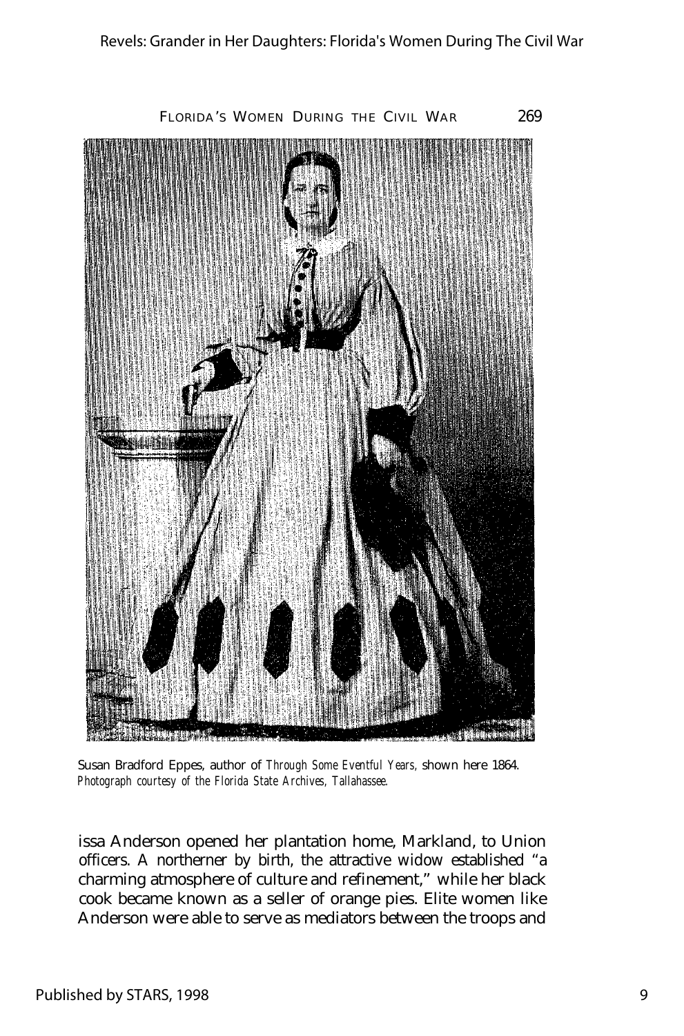Susan Bradford Eppes, author of *Through Some Eventful Years,* shown here 1864. *Photograph courtesy of the Florida State Archives, Tallahassee.*

issa Anderson opened her plantation home, Markland, to Union officers. A northerner by birth, the attractive widow established "a charming atmosphere of culture and refinement," while her black cook became known as a seller of orange pies. Elite women like Anderson were able to serve as mediators between the troops and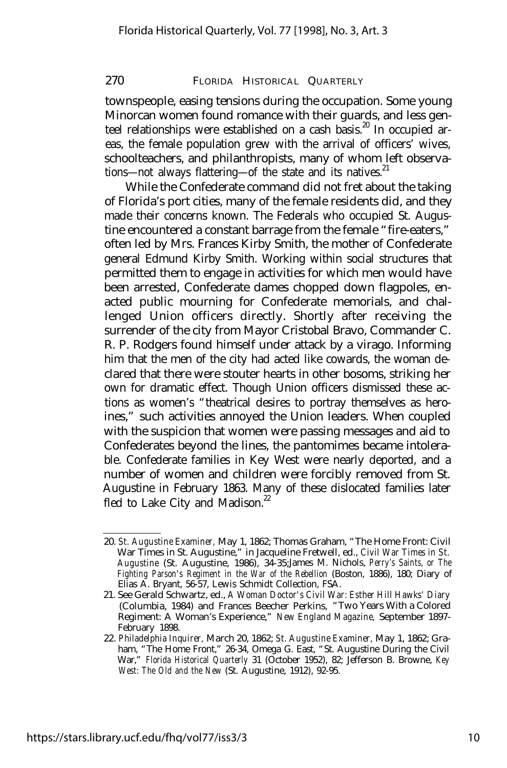townspeople, easing tensions during the occupation. Some young Minorcan women found romance with their guards, and less genteel relationships were established on a cash basis.[20] In occupied areas, the female population grew with the arrival of officers' wives, schoolteachers, and philanthropists, many of whom left observations—not always flattering—of the state and its natives.[21]

While the Confederate command did not fret about the taking of Florida's port cities, many of the female residents did, and they made their concerns known. The Federals who occupied St. Augustine encountered a constant barrage from the female "fire-eaters," often led by Mrs. Frances Kirby Smith, the mother of Confederate general Edmund Kirby Smith. Working within social structures that permitted them to engage in activities for which men would have been arrested, Confederate dames chopped down flagpoles, enacted public mourning for Confederate memorials, and challenged Union officers directly. Shortly after receiving the surrender of the city from Mayor Cristobal Bravo, Commander C. R. P. Rodgers found himself under attack by a virago. Informing him that the men of the city had acted like cowards, the woman declared that there were stouter hearts in other bosoms, striking her own for dramatic effect. Though Union officers dismissed these actions as women's "theatrical desires to portray themselves as heroines," such activities annoyed the Union leaders. When coupled with the suspicion that women were passing messages and aid to Confederates beyond the lines, the pantomimes became intolerable. Confederate families in Key West were nearly deported, and a number of women and children were forcibly removed from St. Augustine in February 1863. Many of these dislocated families later fled to Lake City and Madison.[22]

---

20. *St. Augustine Examiner*, May 1, 1862; Thomas Graham, "The Home Front: Civil War Times in St. Augustine," in Jacqueline Fretwell, ed., *Civil War Times in St. Augustine* (St. Augustine, 1986), 34-35; James M. Nichols, *Perry's Saints, or The Fighting Parson's Regiment in the War of the Rebellion* (Boston, 1886), 180; Diary of Elias A. Bryant, 56-57, Lewis Schmidt Collection, FSA.

21. See Gerald Schwartz, ed., *A Woman Doctor's Civil War: Esther Hill Hawks' Diary* (Columbia, 1984) and Frances Beecher Perkins, "Two Years With a Colored Regiment: A Woman's Experience," *New England Magazine*, September 1897-February 1898.

22. *Philadelphia Inquirer*, March 20, 1862; *St. Augustine Examiner*, May 1, 1862; Graham, "The Home Front," 26-34, Omega G. East, "St. Augustine During the Civil War," *Florida Historical Quarterly* 31 (October 1952), 82; Jefferson B. Browne, *Key West: The Old and the New* (St. Augustine, 1912), 92-95.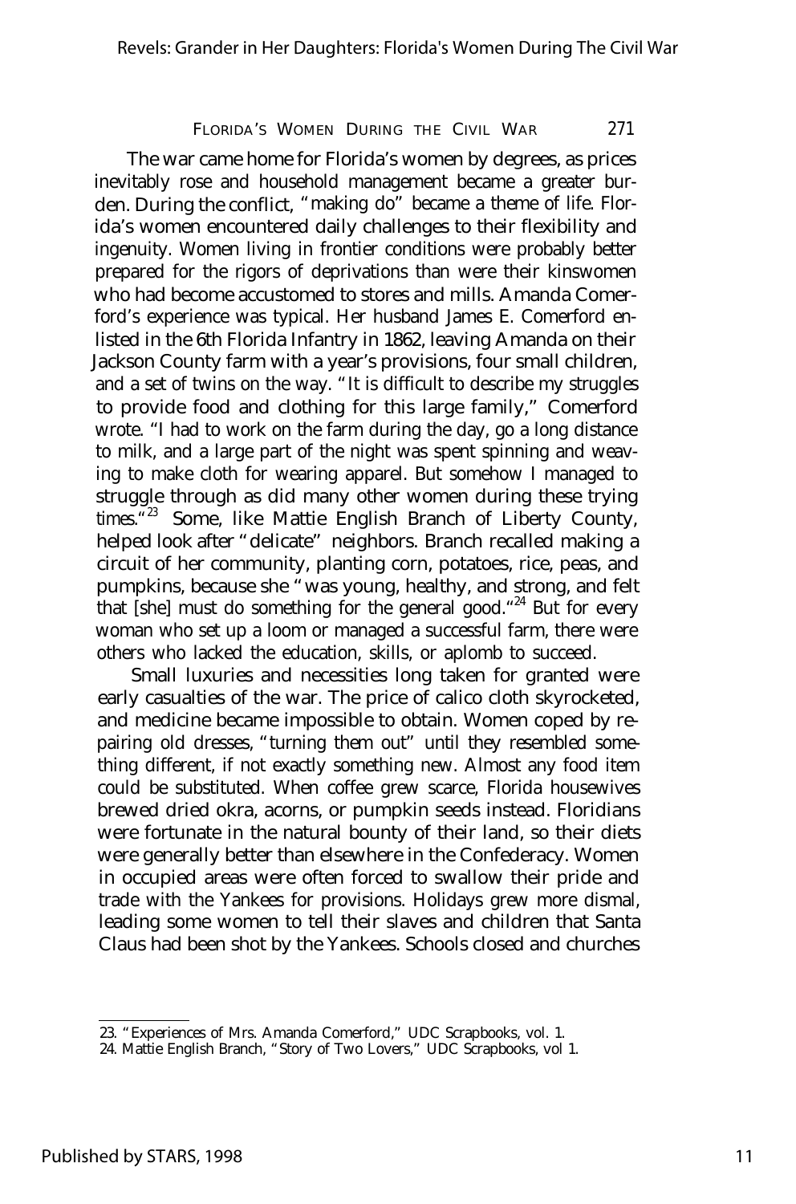The war came home for Florida's women by degrees, as prices inevitably rose and household management became a greater burden. During the conflict, "making do" became a theme of life. Florida's women encountered daily challenges to their flexibility and ingenuity. Women living in frontier conditions were probably better prepared for the rigors of deprivations than were their kinswomen who had become accustomed to stores and mills. Amanda Comerford's experience was typical. Her husband James E. Comerford enlisted in the 6th Florida Infantry in 1862, leaving Amanda on their Jackson County farm with a year's provisions, four small children, and a set of twins on the way. "It is difficult to describe my struggles to provide food and clothing for this large family," Comerford wrote. "I had to work on the farm during the day, go a long distance to milk, and a large part of the night was spent spinning and weaving to make cloth for wearing apparel. But somehow I managed to struggle through as did many other women during these trying times."[23] Some, like Mattie English Branch of Liberty County, helped look after "delicate" neighbors. Branch recalled making a circuit of her community, planting corn, potatoes, rice, peas, and pumpkins, because she "was young, healthy, and strong, and felt that [she] must do something for the general good."[24] But for every woman who set up a loom or managed a successful farm, there were others who lacked the education, skills, or aplomb to succeed.

Small luxuries and necessities long taken for granted were early casualties of the war. The price of calico cloth skyrocketed, and medicine became impossible to obtain. Women coped by repairing old dresses, "turning them out" until they resembled something different, if not exactly something new. Almost any food item could be substituted. When coffee grew scarce, Florida housewives brewed dried okra, acorns, or pumpkin seeds instead. Floridians were fortunate in the natural bounty of their land, so their diets were generally better than elsewhere in the Confederacy. Women in occupied areas were often forced to swallow their pride and trade with the Yankees for provisions. Holidays grew more dismal, leading some women to tell their slaves and children that Santa Claus had been shot by the Yankees. Schools closed and churches

23. "Experiences of Mrs. Amanda Comerford," UDC Scrapbooks, vol. 1.
24. Mattie English Branch, "Story of Two Lovers," UDC Scrapbooks, vol 1.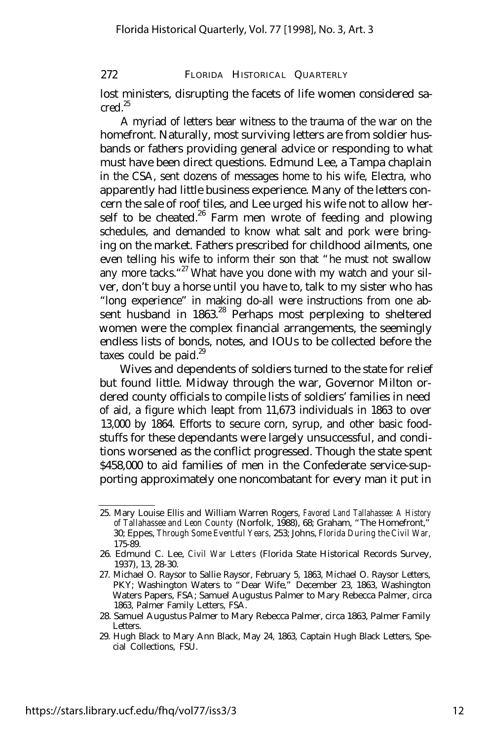lost ministers, disrupting the facets of life women considered sacred.[25]

A myriad of letters bear witness to the trauma of the war on the homefront. Naturally, most surviving letters are from soldier husbands or fathers providing general advice or responding to what must have been direct questions. Edmund Lee, a Tampa chaplain in the CSA, sent dozens of messages home to his wife, Electra, who apparently had little business experience. Many of the letters concern the sale of roof tiles, and Lee urged his wife not to allow herself to be cheated.[26] Farm men wrote of feeding and plowing schedules, and demanded to know what salt and pork were bringing on the market. Fathers prescribed for childhood ailments, one even telling his wife to inform their son that "he must not swallow any more tacks."[27] What have you done with my watch and your silver, don't buy a horse until you have to, talk to my sister who has "long experience" in making do-all were instructions from one absent husband in 1863.[28] Perhaps most perplexing to sheltered women were the complex financial arrangements, the seemingly endless lists of bonds, notes, and IOUs to be collected before the taxes could be paid.[29]

Wives and dependents of soldiers turned to the state for relief but found little. Midway through the war, Governor Milton ordered county officials to compile lists of soldiers' families in need of aid, a figure which leapt from 11,673 individuals in 1863 to over 13,000 by 1864. Efforts to secure corn, syrup, and other basic foodstuffs for these dependants were largely unsuccessful, and conditions worsened as the conflict progressed. Though the state spent $458,000 to aid families of men in the Confederate service-supporting approximately one noncombatant for every man it put in

---

25. Mary Louise Ellis and William Warren Rogers, *Favored Land Tallahassee: A History of Tallahassee and Leon County* (Norfolk, 1988), 68; Graham, "The Homefront," 30; Eppes, *Through Some Eventful Years*, 253; Johns, *Florida During the Civil War*, 175-89.
26. Edmund C. Lee, *Civil War Letters* (Florida State Historical Records Survey, 1937), 13, 28-30.
27. Michael O. Raysor to Sallie Raysor, February 5, 1863, Michael O. Raysor Letters, PKY; Washington Waters to "Dear Wife," December 23, 1863, Washington Waters Papers, FSA; Samuel Augustus Palmer to Mary Rebecca Palmer, circa 1863, Palmer Family Letters, FSA.
28. Samuel Augustus Palmer to Mary Rebecca Palmer, circa 1863, Palmer Family Letters.
29. Hugh Black to Mary Ann Black, May 24, 1863, Captain Hugh Black Letters, Special Collections, FSU.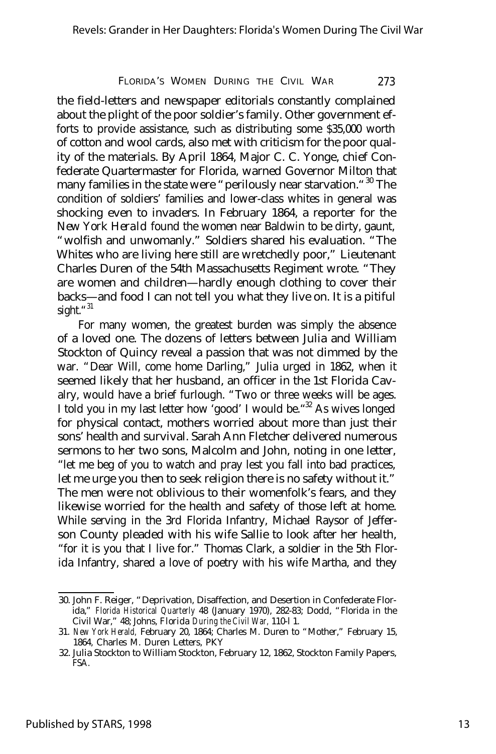the field-letters and newspaper editorials constantly complained about the plight of the poor soldier's family. Other government efforts to provide assistance, such as distributing some $35,000 worth of cotton and wool cards, also met with criticism for the poor quality of the materials. By April 1864, Major C. C. Yonge, chief Confederate Quartermaster for Florida, warned Governor Milton that many families in the state were "perilously near starvation."[30] The condition of soldiers' families and lower-class whites in general was shocking even to invaders. In February 1864, a reporter for the *New York Herald* found the women near Baldwin to be dirty, gaunt, "wolfish and unwomanly." Soldiers shared his evaluation. "The Whites who are living here still are wretchedly poor," Lieutenant Charles Duren of the 54th Massachusetts Regiment wrote. "They are women and children—hardly enough clothing to cover their backs—and food I can not tell you what they live on. It is a pitiful sight."[31]

For many women, the greatest burden was simply the absence of a loved one. The dozens of letters between Julia and William Stockton of Quincy reveal a passion that was not dimmed by the war. "Dear Will, come home Darling," Julia urged in 1862, when it seemed likely that her husband, an officer in the 1st Florida Cavalry, would have a brief furlough. "Two or three weeks will be ages. I told you in my last letter how 'good' I would be."[32] As wives longed for physical contact, mothers worried about more than just their sons' health and survival. Sarah Ann Fletcher delivered numerous sermons to her two sons, Malcolm and John, noting in one letter, "let me beg of you to watch and pray lest you fall into bad practices, let me urge you then to seek religion there is no safety without it." The men were not oblivious to their womenfolk's fears, and they likewise worried for the health and safety of those left at home. While serving in the 3rd Florida Infantry, Michael Raysor of Jefferson County pleaded with his wife Sallie to look after her health, "for it is you that I live for." Thomas Clark, a soldier in the 5th Florida Infantry, shared a love of poetry with his wife Martha, and they

30. John F. Reiger, "Deprivation, Disaffection, and Desertion in Confederate Florida," *Florida Historical Quarterly* 48 (January 1970), 282-83; Dodd, "Florida in the Civil War," 48; Johns, *Florida During the Civil War,* 110-l 1.

31. *New York Herald,* February 20, 1864; Charles M. Duren to "Mother," February 15, 1864, Charles M. Duren Letters, PKY

32. Julia Stockton to William Stockton, February 12, 1862, Stockton Family Papers, FSA.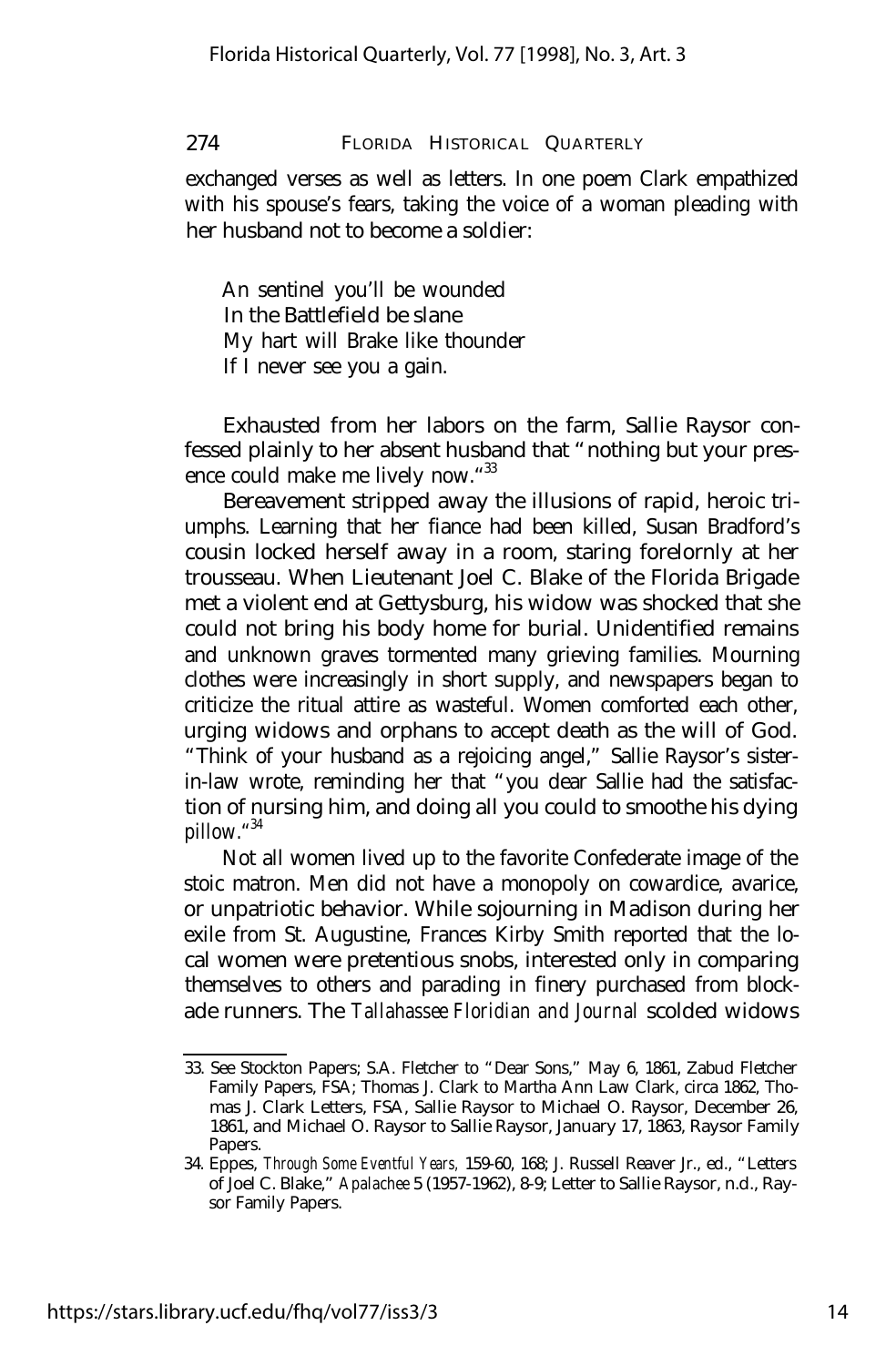exchanged verses as well as letters. In one poem Clark empathized with his spouse's fears, taking the voice of a woman pleading with her husband not to become a soldier:

> An sentinel you'll be wounded
> In the Battlefield be slane
> My hart will Brake like thounder
> If I never see you a gain.

Exhausted from her labors on the farm, Sallie Raysor confessed plainly to her absent husband that "nothing but your presence could make me lively now."[33]

Bereavement stripped away the illusions of rapid, heroic triumphs. Learning that her fiance had been killed, Susan Bradford's cousin locked herself away in a room, staring forelornly at her trousseau. When Lieutenant Joel C. Blake of the Florida Brigade met a violent end at Gettysburg, his widow was shocked that she could not bring his body home for burial. Unidentified remains and unknown graves tormented many grieving families. Mourning clothes were increasingly in short supply, and newspapers began to criticize the ritual attire as wasteful. Women comforted each other, urging widows and orphans to accept death as the will of God. "Think of your husband as a rejoicing angel," Sallie Raysor's sister-in-law wrote, reminding her that "you dear Sallie had the satisfaction of nursing him, and doing all you could to smoothe his dying pillow."[34]

Not all women lived up to the favorite Confederate image of the stoic matron. Men did not have a monopoly on cowardice, avarice, or unpatriotic behavior. While sojourning in Madison during her exile from St. Augustine, Frances Kirby Smith reported that the local women were pretentious snobs, interested only in comparing themselves to others and parading in finery purchased from blockade runners. The *Tallahassee Floridian and Journal* scolded widows

---

33. See Stockton Papers; S.A. Fletcher to "Dear Sons," May 6, 1861, Zabud Fletcher Family Papers, FSA; Thomas J. Clark to Martha Ann Law Clark, circa 1862, Thomas J. Clark Letters, FSA, Sallie Raysor to Michael O. Raysor, December 26, 1861, and Michael O. Raysor to Sallie Raysor, January 17, 1863, Raysor Family Papers.

34. Eppes, *Through Some Eventful Years,* 159-60, 168; J. Russell Reaver Jr., ed., "Letters of Joel C. Blake," *Apalachee* 5 (1957-1962), 8-9; Letter to Sallie Raysor, n.d., Raysor Family Papers.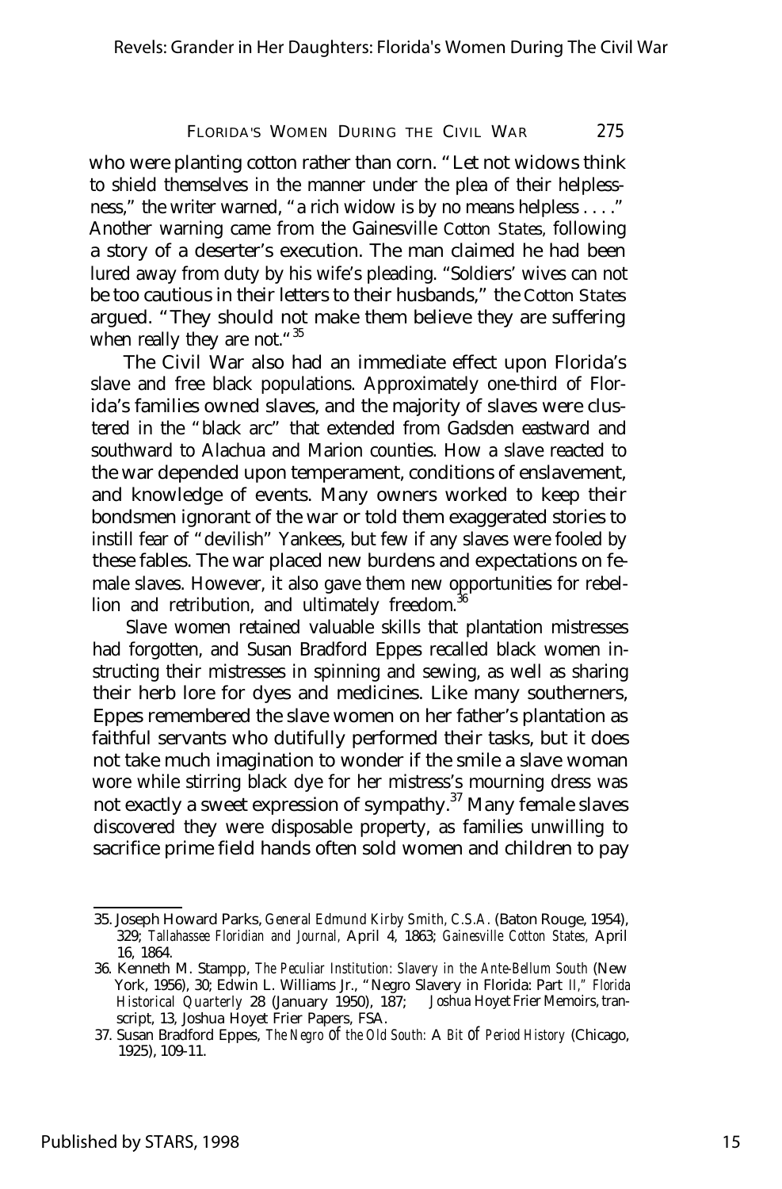who were planting cotton rather than corn. "Let not widows think to shield themselves in the manner under the plea of their helplessness," the writer warned, "a rich widow is by no means helpless . . . ." Another warning came from the Gainesville *Cotton States,* following a story of a deserter's execution. The man claimed he had been lured away from duty by his wife's pleading. "Soldiers' wives can not be too cautious in their letters to their husbands," the *Cotton States* argued. "They should not make them believe they are suffering when really they are not."[35]

The Civil War also had an immediate effect upon Florida's slave and free black populations. Approximately one-third of Florida's families owned slaves, and the majority of slaves were clustered in the "black arc" that extended from Gadsden eastward and southward to Alachua and Marion counties. How a slave reacted to the war depended upon temperament, conditions of enslavement, and knowledge of events. Many owners worked to keep their bondsmen ignorant of the war or told them exaggerated stories to instill fear of "devilish" Yankees, but few if any slaves were fooled by these fables. The war placed new burdens and expectations on female slaves. However, it also gave them new opportunities for rebellion and retribution, and ultimately freedom.[36]

Slave women retained valuable skills that plantation mistresses had forgotten, and Susan Bradford Eppes recalled black women instructing their mistresses in spinning and sewing, as well as sharing their herb lore for dyes and medicines. Like many southerners, Eppes remembered the slave women on her father's plantation as faithful servants who dutifully performed their tasks, but it does not take much imagination to wonder if the smile a slave woman wore while stirring black dye for her mistress's mourning dress was not exactly a sweet expression of sympathy.[37] Many female slaves discovered they were disposable property, as families unwilling to sacrifice prime field hands often sold women and children to pay

---

35. Joseph Howard Parks, *General Edmund Kirby Smith, C.S.A.* (Baton Rouge, 1954), 329; *Tallahassee Floridian and Journal,* April 4, 1863; *Gainesville Cotton States,* April 16, 1864.

36. Kenneth M. Stampp, *The Peculiar Institution: Slavery in the Ante-Bellum South* (New York, 1956), 30; Edwin L. Williams Jr., "Negro Slavery in Florida: Part II," *Florida Historical Quarterly* 28 (January 1950), 187; Joshua Hoyet Frier Memoirs, transcript, 13, Joshua Hoyet Frier Papers, FSA.

37. Susan Bradford Eppes, *The Negro of the Old South: A Bit of Period History* (Chicago, 1925), 109-11.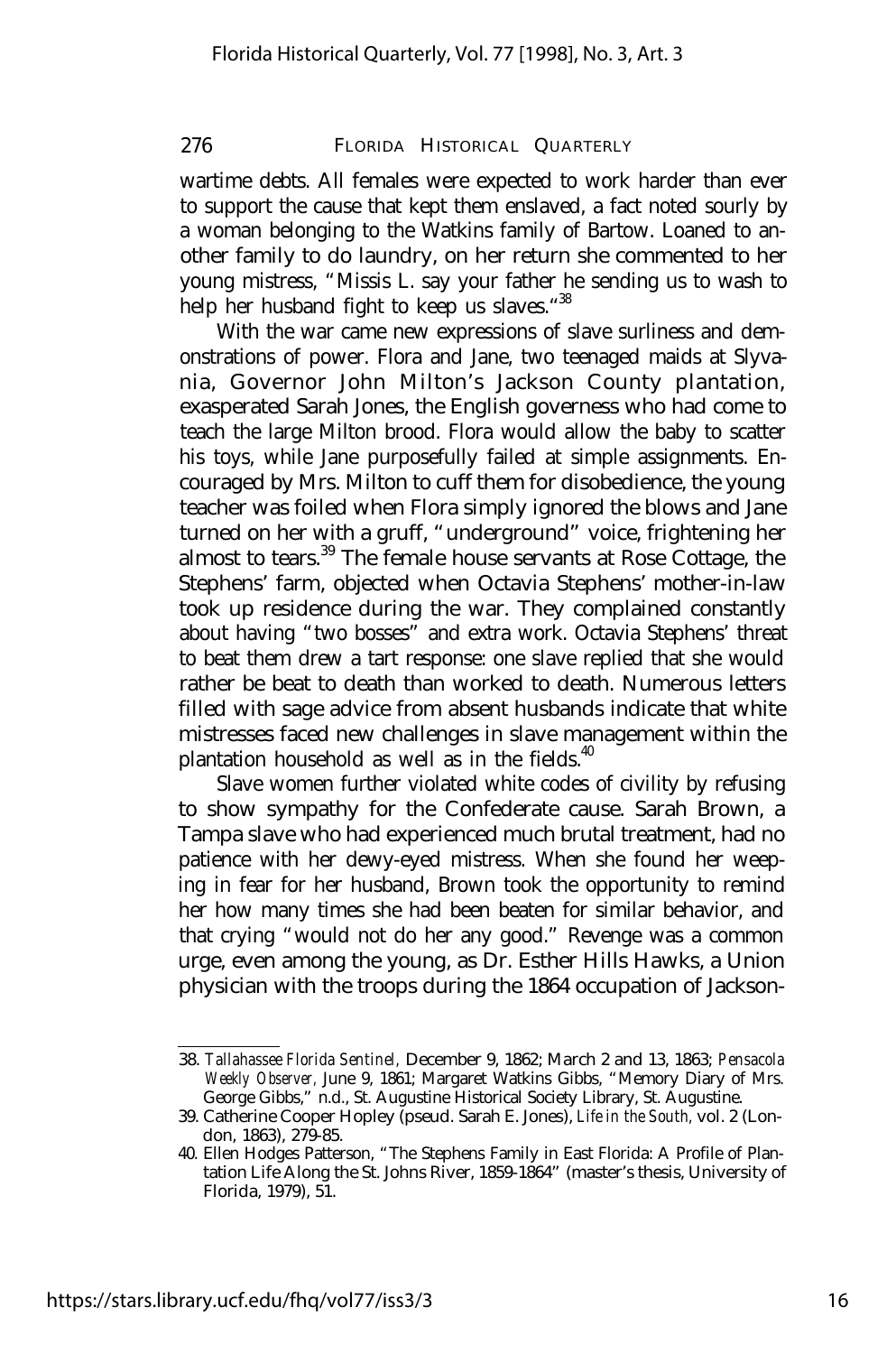wartime debts. All females were expected to work harder than ever to support the cause that kept them enslaved, a fact noted sourly by a woman belonging to the Watkins family of Bartow. Loaned to another family to do laundry, on her return she commented to her young mistress, "Missis L. say your father he sending us to wash to help her husband fight to keep us slaves."[38]

With the war came new expressions of slave surliness and demonstrations of power. Flora and Jane, two teenaged maids at Slyvania, Governor John Milton's Jackson County plantation, exasperated Sarah Jones, the English governess who had come to teach the large Milton brood. Flora would allow the baby to scatter his toys, while Jane purposefully failed at simple assignments. Encouraged by Mrs. Milton to cuff them for disobedience, the young teacher was foiled when Flora simply ignored the blows and Jane turned on her with a gruff, "underground" voice, frightening her almost to tears.[39] The female house servants at Rose Cottage, the Stephens' farm, objected when Octavia Stephens' mother-in-law took up residence during the war. They complained constantly about having "two bosses" and extra work. Octavia Stephens' threat to beat them drew a tart response: one slave replied that she would rather be beat to death than worked to death. Numerous letters filled with sage advice from absent husbands indicate that white mistresses faced new challenges in slave management within the plantation household as well as in the fields.[40]

Slave women further violated white codes of civility by refusing to show sympathy for the Confederate cause. Sarah Brown, a Tampa slave who had experienced much brutal treatment, had no patience with her dewy-eyed mistress. When she found her weeping in fear for her husband, Brown took the opportunity to remind her how many times she had been beaten for similar behavior, and that crying "would not do her any good." Revenge was a common urge, even among the young, as Dr. Esther Hills Hawks, a Union physician with the troops during the 1864 occupation of Jackson-

---

38. *Tallahassee Florida Sentinel*, December 9, 1862; March 2 and 13, 1863; *Pensacola Weekly Observer*, June 9, 1861; Margaret Watkins Gibbs, "Memory Diary of Mrs. George Gibbs," n.d., St. Augustine Historical Society Library, St. Augustine.

39. Catherine Cooper Hopley (pseud. Sarah E. Jones), *Life in the South*, vol. 2 (London, 1863), 279-85.

40. Ellen Hodges Patterson, "The Stephens Family in East Florida: A Profile of Plantation Life Along the St. Johns River, 1859-1864" (master's thesis, University of Florida, 1979), 51.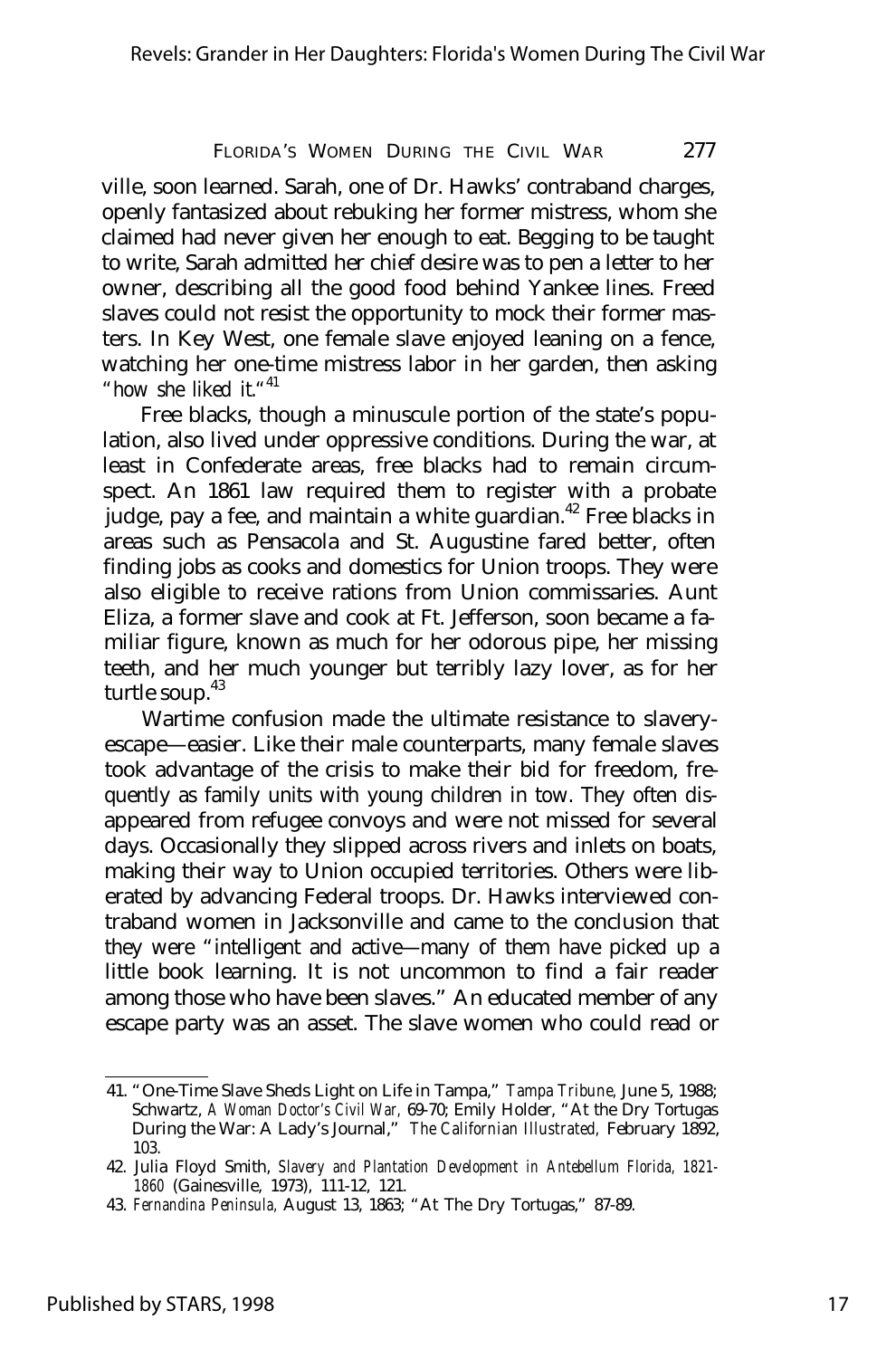ville, soon learned. Sarah, one of Dr. Hawks' contraband charges, openly fantasized about rebuking her former mistress, whom she claimed had never given her enough to eat. Begging to be taught to write, Sarah admitted her chief desire was to pen a letter to her owner, describing all the good food behind Yankee lines. Freed slaves could not resist the opportunity to mock their former masters. In Key West, one female slave enjoyed leaning on a fence, watching her one-time mistress labor in her garden, then asking "*how she liked it*."[41]

Free blacks, though a minuscule portion of the state's population, also lived under oppressive conditions. During the war, at least in Confederate areas, free blacks had to remain circumspect. An 1861 law required them to register with a probate judge, pay a fee, and maintain a white guardian.[42] Free blacks in areas such as Pensacola and St. Augustine fared better, often finding jobs as cooks and domestics for Union troops. They were also eligible to receive rations from Union commissaries. Aunt Eliza, a former slave and cook at Ft. Jefferson, soon became a familiar figure, known as much for her odorous pipe, her missing teeth, and her much younger but terribly lazy lover, as for her turtle soup.[43]

Wartime confusion made the ultimate resistance to slavery—escape—easier. Like their male counterparts, many female slaves took advantage of the crisis to make their bid for freedom, frequently as family units with young children in tow. They often disappeared from refugee convoys and were not missed for several days. Occasionally they slipped across rivers and inlets on boats, making their way to Union occupied territories. Others were liberated by advancing Federal troops. Dr. Hawks interviewed contraband women in Jacksonville and came to the conclusion that they were "intelligent and active—many of them have picked up a little book learning. It is not uncommon to find a fair reader among those who have been slaves." An educated member of any escape party was an asset. The slave women who could read or

---

41. "One-Time Slave Sheds Light on Life in Tampa," *Tampa Tribune*, June 5, 1988; Schwartz, *A Woman Doctor's Civil War*, 69-70; Emily Holder, "At the Dry Tortugas During the War: A Lady's Journal," *The Californian Illustrated*, February 1892, 103.
42. Julia Floyd Smith, *Slavery and Plantation Development in Antebellum Florida, 1821-1860* (Gainesville, 1973), 111-12, 121.
43. *Fernandina Peninsula*, August 13, 1863; "At The Dry Tortugas," 87-89.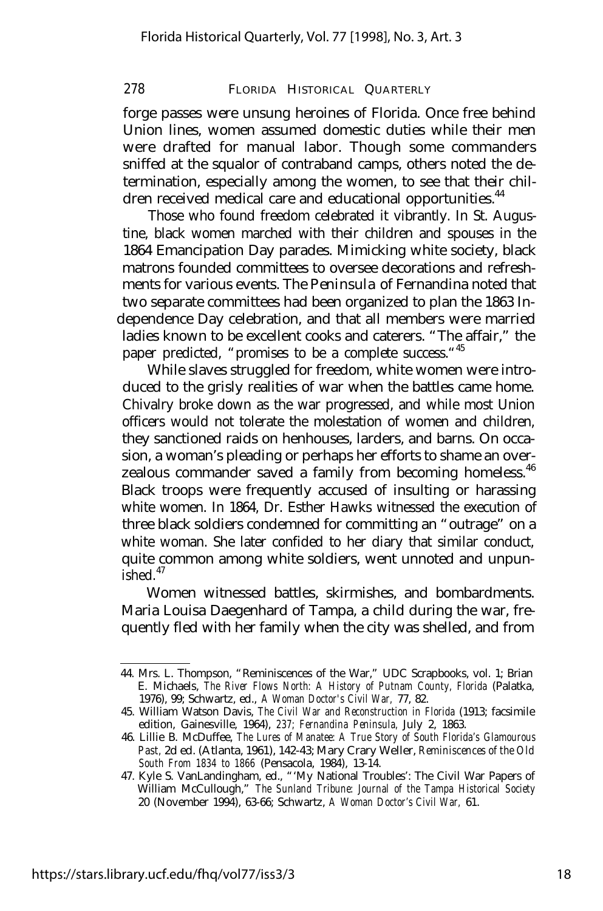forge passes were unsung heroines of Florida. Once free behind Union lines, women assumed domestic duties while their men were drafted for manual labor. Though some commanders sniffed at the squalor of contraband camps, others noted the determination, especially among the women, to see that their children received medical care and educational opportunities.[44]

Those who found freedom celebrated it vibrantly. In St. Augustine, black women marched with their children and spouses in the 1864 Emancipation Day parades. Mimicking white society, black matrons founded committees to oversee decorations and refreshments for various events. The *Peninsula* of Fernandina noted that two separate committees had been organized to plan the 1863 Independence Day celebration, and that all members were married ladies known to be excellent cooks and caterers. "The affair," the paper predicted, "promises to be a complete success."[45]

While slaves struggled for freedom, white women were introduced to the grisly realities of war when the battles came home. Chivalry broke down as the war progressed, and while most Union officers would not tolerate the molestation of women and children, they sanctioned raids on henhouses, larders, and barns. On occasion, a woman's pleading or perhaps her efforts to shame an overzealous commander saved a family from becoming homeless.[46] Black troops were frequently accused of insulting or harassing white women. In 1864, Dr. Esther Hawks witnessed the execution of three black soldiers condemned for committing an "outrage" on a white woman. She later confided to her diary that similar conduct, quite common among white soldiers, went unnoted and unpunished.[47]

Women witnessed battles, skirmishes, and bombardments. Maria Louisa Daegenhard of Tampa, a child during the war, frequently fled with her family when the city was shelled, and from

---

44. Mrs. L. Thompson, "Reminiscences of the War," UDC Scrapbooks, vol. 1; Brian E. Michaels, *The River Flows North: A History of Putnam County, Florida* (Palatka, 1976), 99; Schwartz, ed., *A Woman Doctor's Civil War,* 77, 82.

45. William Watson Davis, *The Civil War and Reconstruction in Florida* (1913; facsimile edition, Gainesville, 1964), 237; *Fernandina Peninsula,* July 2, 1863.

46. Lillie B. McDuffee, *The Lures of Manatee: A True Story of South Florida's Glamourous Past,* 2d ed. (Atlanta, 1961), 142-43; Mary Crary Weller, *Reminiscences of the Old South From 1834 to 1866* (Pensacola, 1984), 13-14.

47. Kyle S. VanLandingham, ed., "'My National Troubles': The Civil War Papers of William McCullough," *The Sunland Tribune: Journal of the Tampa Historical Society* 20 (November 1994), 63-66; Schwartz, *A Woman Doctor's Civil War,* 61.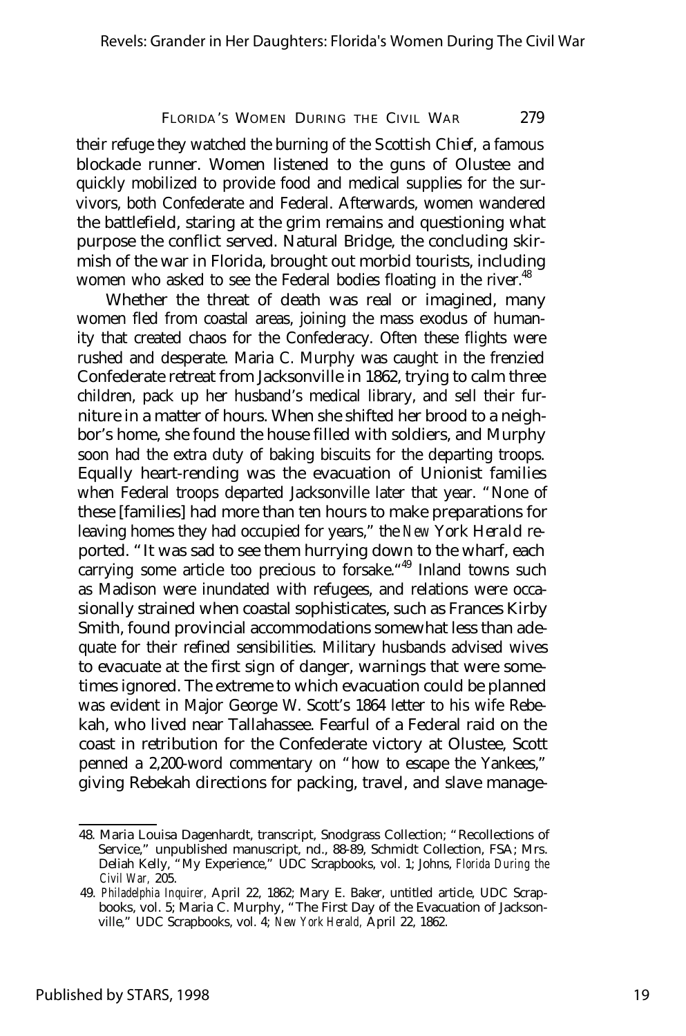their refuge they watched the burning of the *Scottish Chief*, a famous blockade runner. Women listened to the guns of Olustee and quickly mobilized to provide food and medical supplies for the survivors, both Confederate and Federal. Afterwards, women wandered the battlefield, staring at the grim remains and questioning what purpose the conflict served. Natural Bridge, the concluding skirmish of the war in Florida, brought out morbid tourists, including women who asked to see the Federal bodies floating in the river.[48]

Whether the threat of death was real or imagined, many women fled from coastal areas, joining the mass exodus of humanity that created chaos for the Confederacy. Often these flights were rushed and desperate. Maria C. Murphy was caught in the frenzied Confederate retreat from Jacksonville in 1862, trying to calm three children, pack up her husband's medical library, and sell their furniture in a matter of hours. When she shifted her brood to a neighbor's home, she found the house filled with soldiers, and Murphy soon had the extra duty of baking biscuits for the departing troops. Equally heart-rending was the evacuation of Unionist families when Federal troops departed Jacksonville later that year. "None of these [families] had more than ten hours to make preparations for leaving homes they had occupied for years," the *New York Herald* reported. "It was sad to see them hurrying down to the wharf, each carrying some article too precious to forsake."[49] Inland towns such as Madison were inundated with refugees, and relations were occasionally strained when coastal sophisticates, such as Frances Kirby Smith, found provincial accommodations somewhat less than adequate for their refined sensibilities. Military husbands advised wives to evacuate at the first sign of danger, warnings that were sometimes ignored. The extreme to which evacuation could be planned was evident in Major George W. Scott's 1864 letter to his wife Rebekah, who lived near Tallahassee. Fearful of a Federal raid on the coast in retribution for the Confederate victory at Olustee, Scott penned a 2,200-word commentary on "how to escape the Yankees," giving Rebekah directions for packing, travel, and slave manage-

---

48. Maria Louisa Dagenhardt, transcript, Snodgrass Collection; "Recollections of Service," unpublished manuscript, nd., 88-89, Schmidt Collection, FSA; Mrs. Deliah Kelly, "My Experience," UDC Scrapbooks, vol. 1; Johns, *Florida During the Civil War*, 205.

49. *Philadelphia Inquirer*, April 22, 1862; Mary E. Baker, untitled article, UDC Scrapbooks, vol. 5; Maria C. Murphy, "The First Day of the Evacuation of Jacksonville," UDC Scrapbooks, vol. 4; *New York Herald*, April 22, 1862.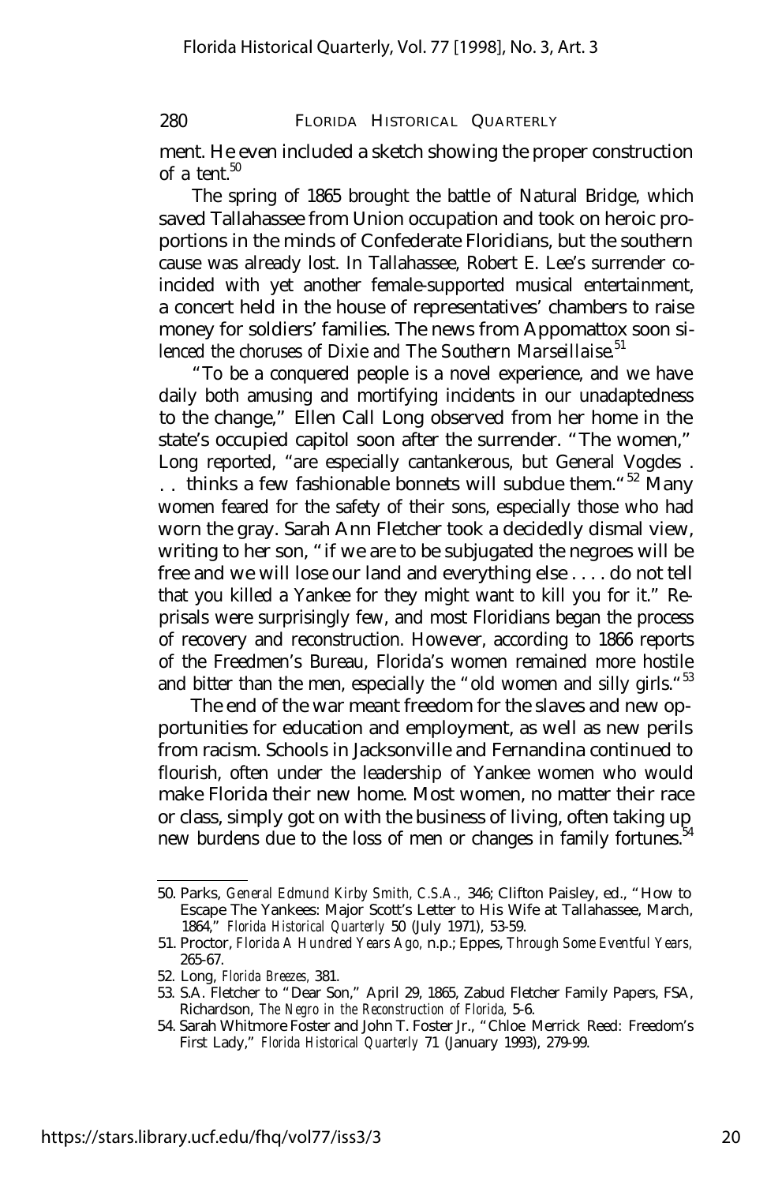ment. He even included a sketch showing the proper construction of a tent.[50]

The spring of 1865 brought the battle of Natural Bridge, which saved Tallahassee from Union occupation and took on heroic proportions in the minds of Confederate Floridians, but the southern cause was already lost. In Tallahassee, Robert E. Lee's surrender coincided with yet another female-supported musical entertainment, a concert held in the house of representatives' chambers to raise money for soldiers' families. The news from Appomattox soon silenced the choruses of *Dixie* and *The Southern Marseillaise*.[51]

"To be a conquered people is a novel experience, and we have daily both amusing and mortifying incidents in our unadaptedness to the change," Ellen Call Long observed from her home in the state's occupied capitol soon after the surrender. "The women," Long reported, "are especially cantankerous, but General Vogdes . . . thinks a few fashionable bonnets will subdue them."[52] Many women feared for the safety of their sons, especially those who had worn the gray. Sarah Ann Fletcher took a decidedly dismal view, writing to her son, "if we are to be subjugated the negroes will be free and we will lose our land and everything else . . . . do not tell that you killed a Yankee for they might want to kill you for it." Reprisals were surprisingly few, and most Floridians began the process of recovery and reconstruction. However, according to 1866 reports of the Freedmen's Bureau, Florida's women remained more hostile and bitter than the men, especially the "old women and silly girls."[53]

The end of the war meant freedom for the slaves and new opportunities for education and employment, as well as new perils from racism. Schools in Jacksonville and Fernandina continued to flourish, often under the leadership of Yankee women who would make Florida their new home. Most women, no matter their race or class, simply got on with the business of living, often taking up new burdens due to the loss of men or changes in family fortunes.[54]

---

50. Parks, *General Edmund Kirby Smith, C.S.A.,* 346; Clifton Paisley, ed., "How to Escape The Yankees: Major Scott's Letter to His Wife at Tallahassee, March, 1864," *Florida Historical Quarterly* 50 (July 1971), 53-59.

51. Proctor, *Florida A Hundred Years Ago,* n.p.; Eppes, *Through Some Eventful Years,* 265-67.

52. Long, *Florida Breezes,* 381.

53. S.A. Fletcher to "Dear Son," April 29, 1865, Zabud Fletcher Family Papers, FSA, Richardson, *The Negro in the Reconstruction of Florida,* 5-6.

54. Sarah Whitmore Foster and John T. Foster Jr., "Chloe Merrick Reed: Freedom's First Lady," *Florida Historical Quarterly* 71 (January 1993), 279-99.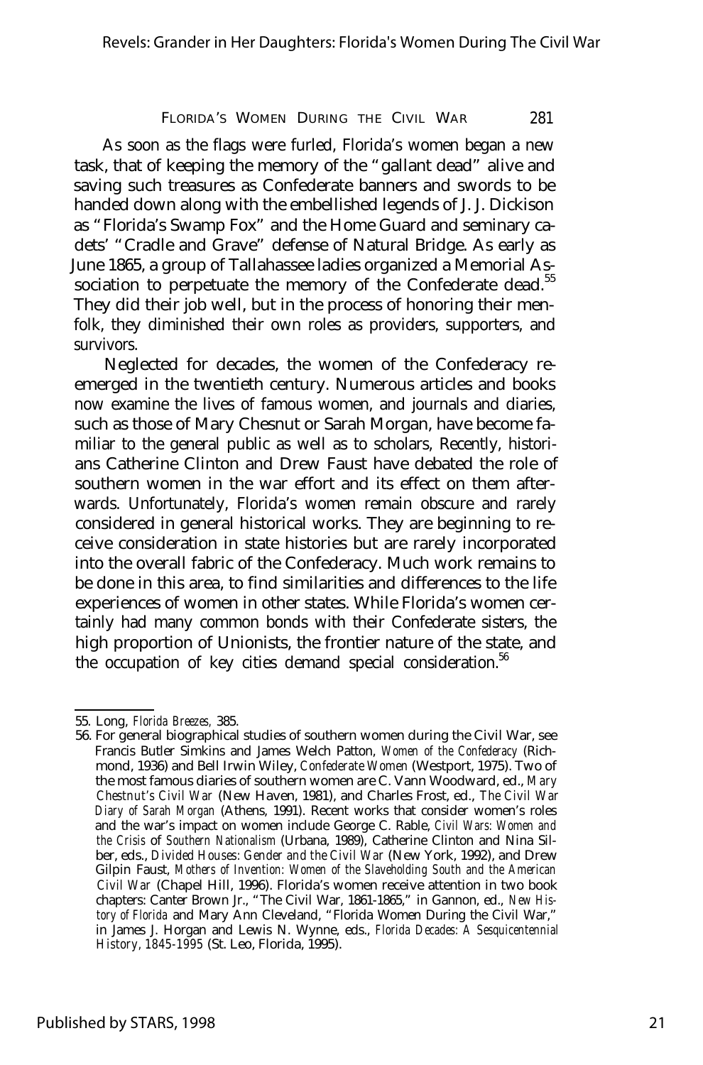As soon as the flags were furled, Florida's women began a new task, that of keeping the memory of the "gallant dead" alive and saving such treasures as Confederate banners and swords to be handed down along with the embellished legends of J. J. Dickison as "Florida's Swamp Fox" and the Home Guard and seminary cadets' "Cradle and Grave" defense of Natural Bridge. As early as June 1865, a group of Tallahassee ladies organized a Memorial Association to perpetuate the memory of the Confederate dead.[55] They did their job well, but in the process of honoring their menfolk, they diminished their own roles as providers, supporters, and survivors.

Neglected for decades, the women of the Confederacy reemerged in the twentieth century. Numerous articles and books now examine the lives of famous women, and journals and diaries, such as those of Mary Chesnut or Sarah Morgan, have become familiar to the general public as well as to scholars, Recently, historians Catherine Clinton and Drew Faust have debated the role of southern women in the war effort and its effect on them afterwards. Unfortunately, Florida's women remain obscure and rarely considered in general historical works. They are beginning to receive consideration in state histories but are rarely incorporated into the overall fabric of the Confederacy. Much work remains to be done in this area, to find similarities and differences to the life experiences of women in other states. While Florida's women certainly had many common bonds with their Confederate sisters, the high proportion of Unionists, the frontier nature of the state, and the occupation of key cities demand special consideration.[56]

---

55. Long, *Florida Breezes,* 385.
56. For general biographical studies of southern women during the Civil War, see Francis Butler Simkins and James Welch Patton, *Women of the Confederacy* (Richmond, 1936) and Bell Irwin Wiley, *Confederate Women* (Westport, 1975). Two of the most famous diaries of southern women are C. Vann Woodward, ed., *Mary Chestnut's Civil War* (New Haven, 1981), and Charles Frost, ed., *The Civil War Diary of Sarah Morgan* (Athens, 1991). Recent works that consider women's roles and the war's impact on women include George C. Rable, *Civil Wars: Women and the Crisis* of *Southern Nationalism* (Urbana, 1989), Catherine Clinton and Nina Silber, eds., *Divided Houses: Gender and the Civil War* (New York, 1992), and Drew Gilpin Faust, *Mothers of Invention: Women of the Slaveholding South and the American Civil War* (Chapel Hill, 1996). Florida's women receive attention in two book chapters: Canter Brown Jr., "The Civil War, 1861-1865," in Gannon, ed., *New History of Florida* and Mary Ann Cleveland, "Florida Women During the Civil War," in James J. Horgan and Lewis N. Wynne, eds., *Florida Decades: A Sesquicentennial History, 1845-1995* (St. Leo, Florida, 1995).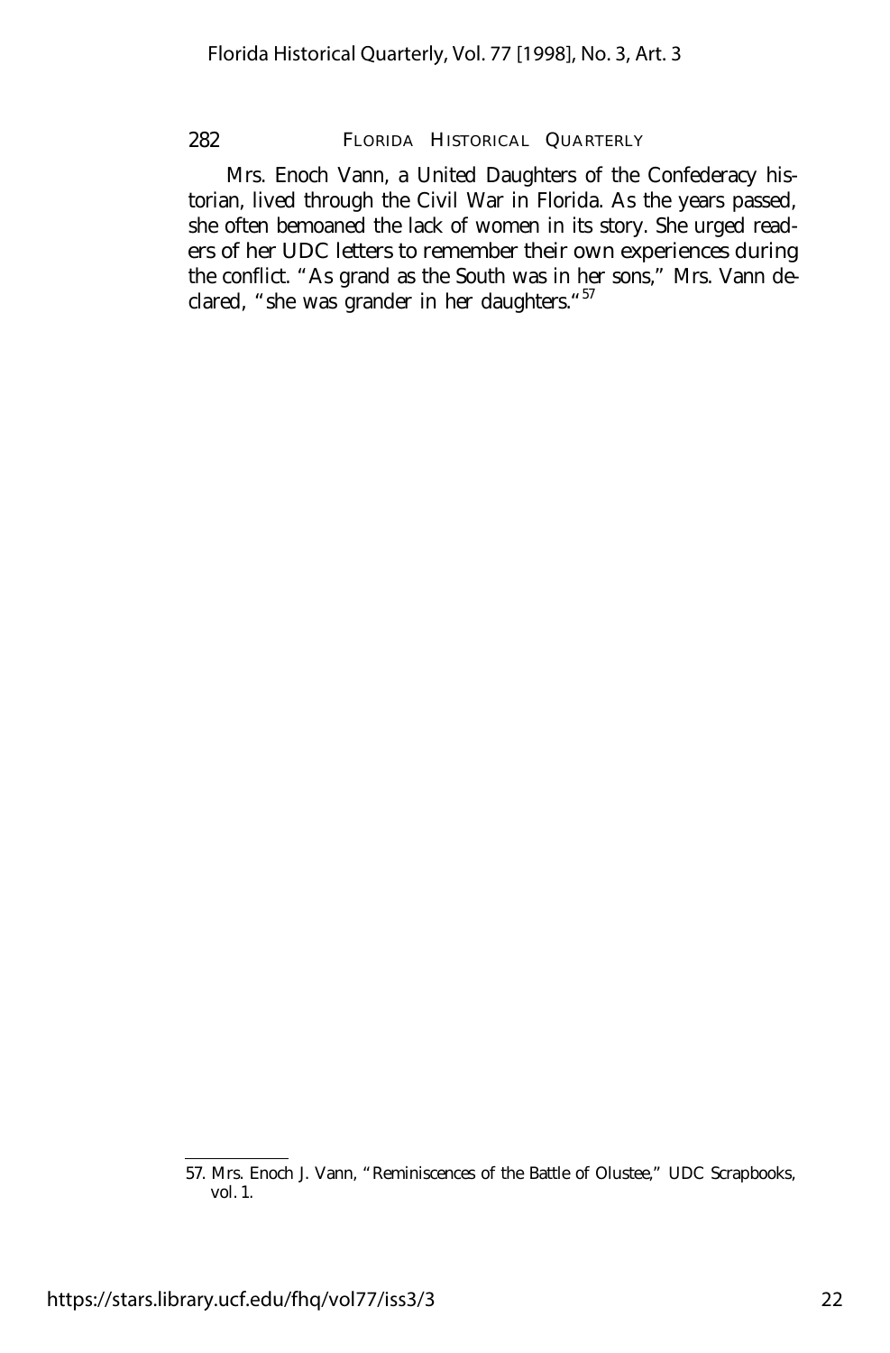Mrs. Enoch Vann, a United Daughters of the Confederacy historian, lived through the Civil War in Florida. As the years passed, she often bemoaned the lack of women in its story. She urged readers of her UDC letters to remember their own experiences during the conflict. "As grand as the South was in her sons," Mrs. Vann declared, "she was grander in her daughters."[57]

---

57. Mrs. Enoch J. Vann, "Reminiscences of the Battle of Olustee," UDC Scrapbooks, vol. 1.